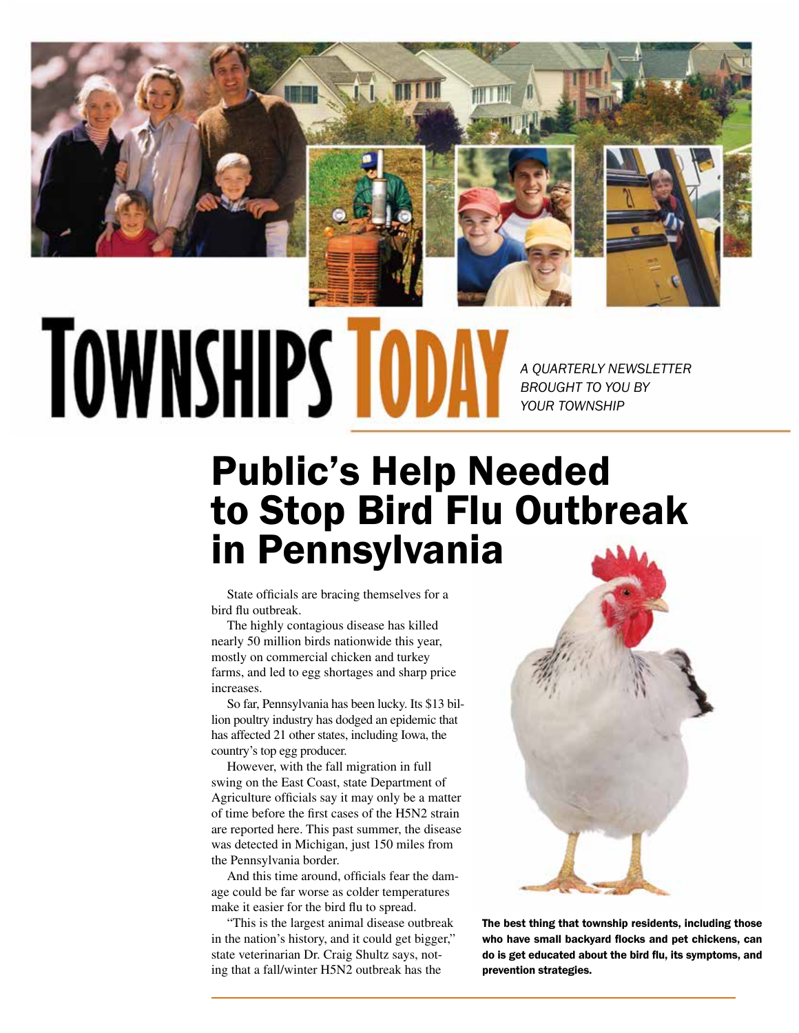# TOWNSHIPS TODAY

*A QUARTERLY NEWSLETTER BROUGHT TO YOU BY YOUR TOWNSHIP*

## Public's Help Needed to Stop Bird Flu Outbreak in Pennsylvania

State officials are bracing themselves for a bird flu outbreak.

The highly contagious disease has killed nearly 50 million birds nationwide this year, mostly on commercial chicken and turkey farms, and led to egg shortages and sharp price increases.

So far, Pennsylvania has been lucky. Its $13 billion poultry industry has dodged an epidemic that has affected 21 other states, including Iowa, the country's top egg producer.

However, with the fall migration in full swing on the East Coast, state Department of Agriculture officials say it may only be a matter of time before the first cases of the H5N2 strain are reported here. This past summer, the disease was detected in Michigan, just 150 miles from the Pennsylvania border.

And this time around, officials fear the damage could be far worse as colder temperatures make it easier for the bird flu to spread.

"This is the largest animal disease outbreak in the nation's history, and it could get bigger," state veterinarian Dr. Craig Shultz says, noting that a fall/winter H5N2 outbreak has the

**The best thing that township residents, including those who have small backyard flocks and pet chickens, can do is get educated about the bird flu, its symptoms, and prevention strategies.**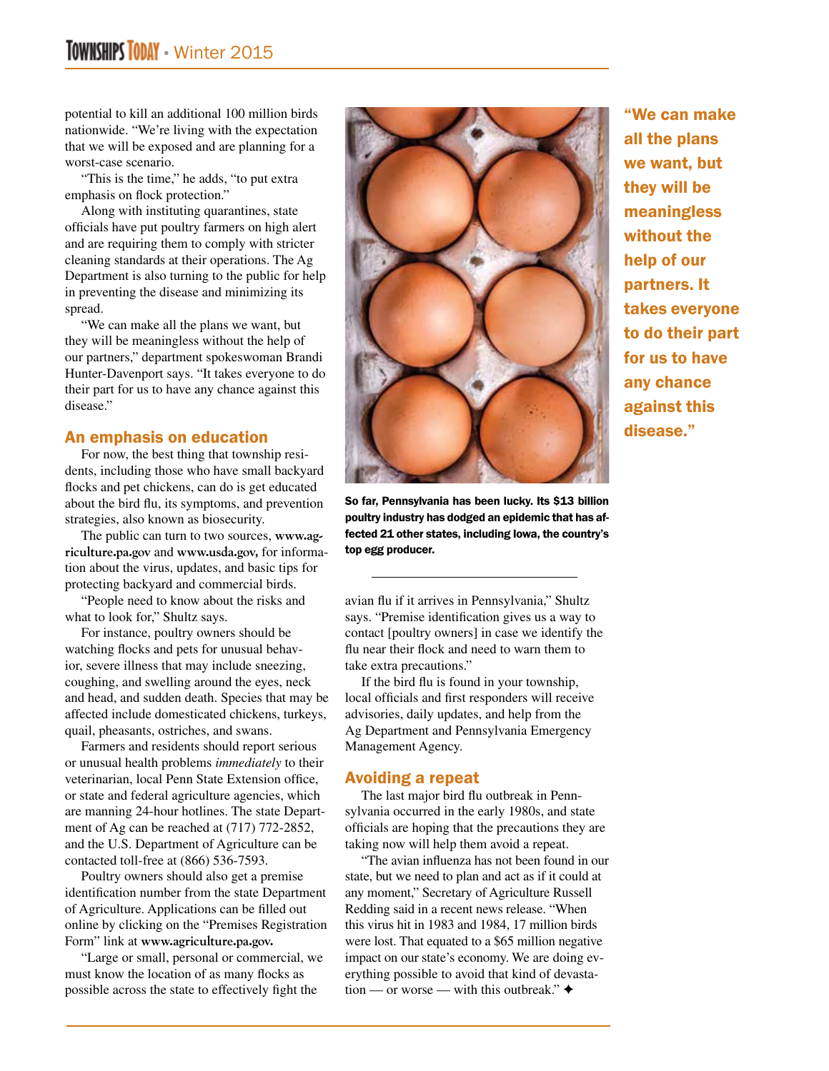potential to kill an additional 100 million birds nationwide. "We're living with the expectation that we will be exposed and are planning for a worst-case scenario.

"This is the time," he adds, "to put extra emphasis on flock protection."

Along with instituting quarantines, state officials have put poultry farmers on high alert and are requiring them to comply with stricter cleaning standards at their operations. The Ag Department is also turning to the public for help in preventing the disease and minimizing its spread.

"We can make all the plans we want, but they will be meaningless without the help of our partners," department spokeswoman Brandi Hunter-Davenport says. "It takes everyone to do their part for us to have any chance against this disease."

## An emphasis on education

For now, the best thing that township residents, including those who have small backyard flocks and pet chickens, can do is get educated about the bird flu, its symptoms, and prevention strategies, also known as biosecurity.

The public can turn to two sources, **www.agriculture.pa.gov** and **www.usda.gov,** for information about the virus, updates, and basic tips for protecting backyard and commercial birds.

"People need to know about the risks and what to look for," Shultz says.

For instance, poultry owners should be watching flocks and pets for unusual behavior, severe illness that may include sneezing, coughing, and swelling around the eyes, neck and head, and sudden death. Species that may be affected include domesticated chickens, turkeys, quail, pheasants, ostriches, and swans.

Farmers and residents should report serious or unusual health problems *immediately* to their veterinarian, local Penn State Extension office, or state and federal agriculture agencies, which are manning 24-hour hotlines. The state Department of Ag can be reached at (717) 772-2852, and the U.S. Department of Agriculture can be contacted toll-free at (866) 536-7593.

Poultry owners should also get a premise identification number from the state Department of Agriculture. Applications can be filled out online by clicking on the "Premises Registration Form" link at **www.agriculture.pa.gov.**

"Large or small, personal or commercial, we must know the location of as many flocks as possible across the state to effectively fight the avian flu if it arrives in Pennsylvania," Shultz says. "Premise identification gives us a way to contact [poultry owners] in case we identify the flu near their flock and need to warn them to take extra precautions."

If the bird flu is found in your township, local officials and first responders will receive advisories, daily updates, and help from the Ag Department and Pennsylvania Emergency Management Agency.

**So far, Pennsylvania has been lucky. Its $13 billion poultry industry has dodged an epidemic that has affected 21 other states, including Iowa, the country's top egg producer.**

**"We can make all the plans we want, but they will be meaningless without the help of our partners. It takes everyone to do their part for us to have any chance against this disease."**

## Avoiding a repeat

The last major bird flu outbreak in Pennsylvania occurred in the early 1980s, and state officials are hoping that the precautions they are taking now will help them avoid a repeat.

"The avian influenza has not been found in our state, but we need to plan and act as if it could at any moment," Secretary of Agriculture Russell Redding said in a recent news release. "When this virus hit in 1983 and 1984, 17 million birds were lost. That equated to a $65 million negative impact on our state's economy. We are doing everything possible to avoid that kind of devastation — or worse — with this outbreak." ✦